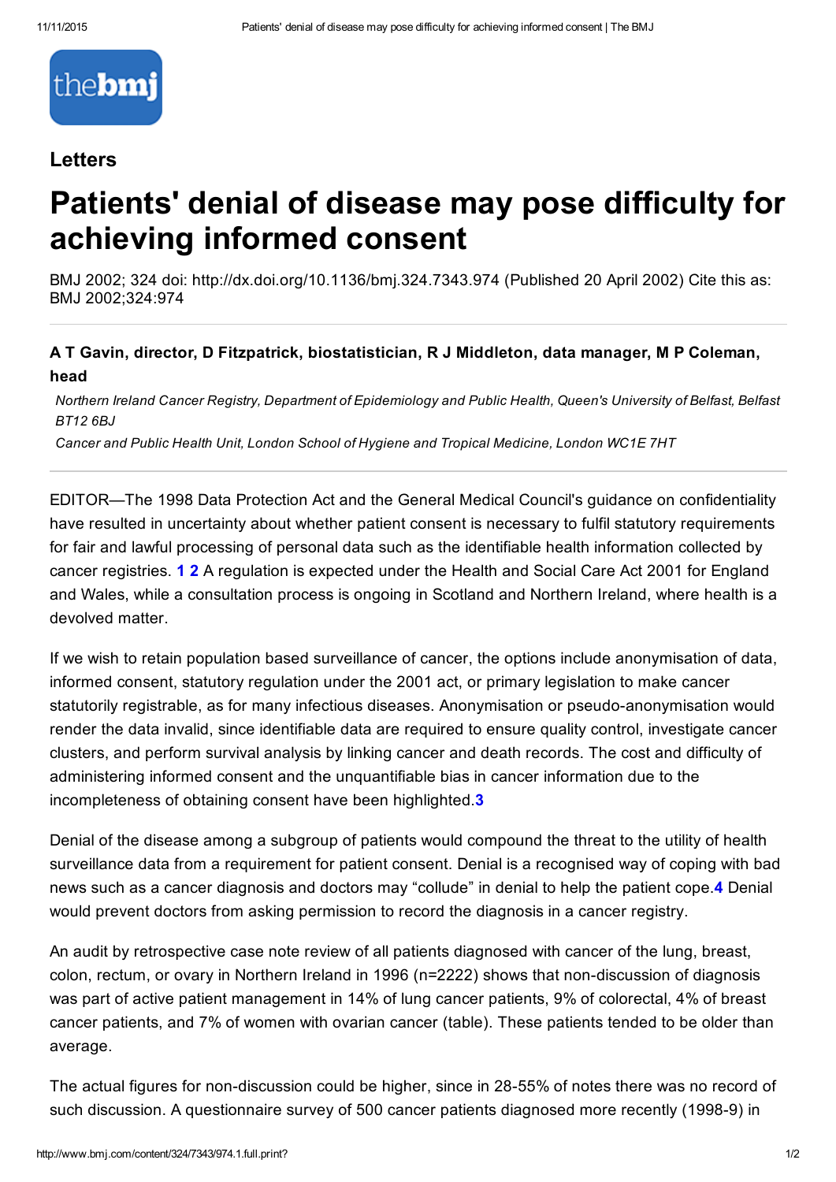Letters

# Patients' denial of disease may pose difficulty for achieving informed consent

BMJ 2002; 324 doi: http://dx.doi.org/10.1136/bmj.324.7343.974 (Published 20 April 2002) Cite this as: BMJ 2002;324:974

**A T Gavin, director, D Fitzpatrick, biostatistician, R J Middleton, data manager, M P Coleman, head**

*Northern Ireland Cancer Registry, Department of Epidemiology and Public Health, Queen's University of Belfast, Belfast BT12 6BJ*

*Cancer and Public Health Unit, London School of Hygiene and Tropical Medicine, London WC1E 7HT*

EDITOR—The 1998 Data Protection Act and the General Medical Council's guidance on confidentiality have resulted in uncertainty about whether patient consent is necessary to fulfil statutory requirements for fair and lawful processing of personal data such as the identifiable health information collected by cancer registries. [1,2] A regulation is expected under the Health and Social Care Act 2001 for England and Wales, while a consultation process is ongoing in Scotland and Northern Ireland, where health is a devolved matter.

If we wish to retain population based surveillance of cancer, the options include anonymisation of data, informed consent, statutory regulation under the 2001 act, or primary legislation to make cancer statutorily registrable, as for many infectious diseases. Anonymisation or pseudo-anonymisation would render the data invalid, since identifiable data are required to ensure quality control, investigate cancer clusters, and perform survival analysis by linking cancer and death records. The cost and difficulty of administering informed consent and the unquantifiable bias in cancer information due to the incompleteness of obtaining consent have been highlighted.[3]

Denial of the disease among a subgroup of patients would compound the threat to the utility of health surveillance data from a requirement for patient consent. Denial is a recognised way of coping with bad news such as a cancer diagnosis and doctors may "collude" in denial to help the patient cope.[4] Denial would prevent doctors from asking permission to record the diagnosis in a cancer registry.

An audit by retrospective case note review of all patients diagnosed with cancer of the lung, breast, colon, rectum, or ovary in Northern Ireland in 1996 (n=2222) shows that non-discussion of diagnosis was part of active patient management in 14% of lung cancer patients, 9% of colorectal, 4% of breast cancer patients, and 7% of women with ovarian cancer (table). These patients tended to be older than average.

The actual figures for non-discussion could be higher, since in 28-55% of notes there was no record of such discussion. A questionnaire survey of 500 cancer patients diagnosed more recently (1998-9) in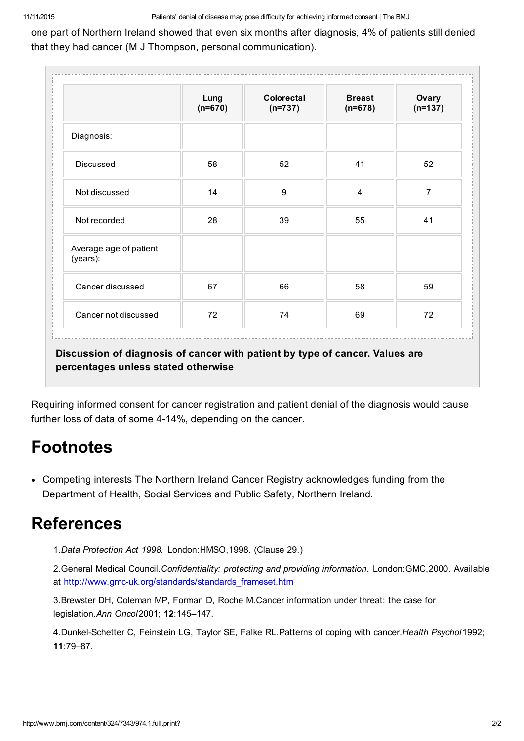one part of Northern Ireland showed that even six months after diagnosis, 4% of patients still denied that they had cancer (M J Thompson, personal communication).

| | Lung (n=670) | Colorectal (n=737) | Breast (n=678) | Ovary (n=137) |
|---|---|---|---|---|
| Diagnosis: | | | | |
| Discussed | 58 | 52 | 41 | 52 |
| Not discussed | 14 | 9 | 4 | 7 |
| Not recorded | 28 | 39 | 55 | 41 |
| Average age of patient (years): | | | | |
| Cancer discussed | 67 | 66 | 58 | 59 |
| Cancer not discussed | 72 | 74 | 69 | 72 |

**Discussion of diagnosis of cancer with patient by type of cancer. Values are percentages unless stated otherwise**

Requiring informed consent for cancer registration and patient denial of the diagnosis would cause further loss of data of some 4-14%, depending on the cancer.

# Footnotes

- Competing interests The Northern Ireland Cancer Registry acknowledges funding from the Department of Health, Social Services and Public Safety, Northern Ireland.

# References

1. *Data Protection Act 1998.* London:HMSO,1998. (Clause 29.)

2. General Medical Council. *Confidentiality: protecting and providing information.* London:GMC,2000. Available at http://www.gmc-uk.org/standards/standards_frameset.htm

3. Brewster DH, Coleman MP, Forman D, Roche M. Cancer information under threat: the case for legislation. *Ann Oncol* 2001; **12**:145–147.

4. Dunkel-Schetter C, Feinstein LG, Taylor SE, Falke RL. Patterns of coping with cancer. *Health Psychol* 1992; **11**:79–87.